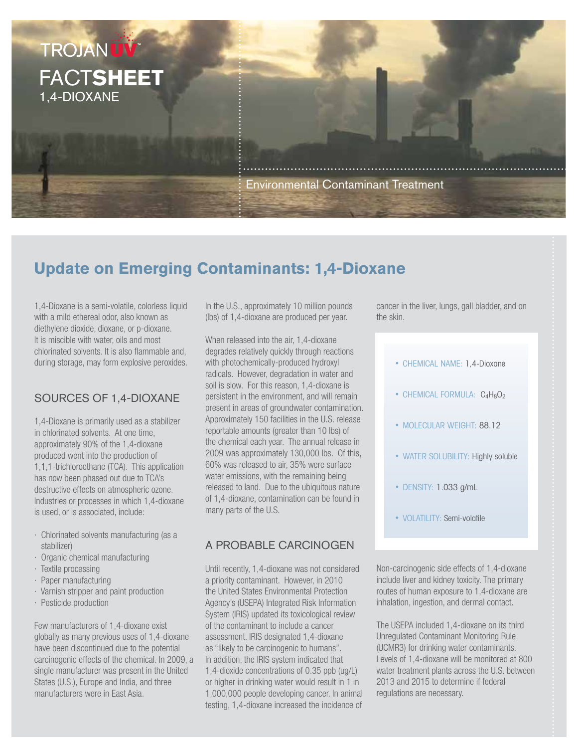TROJAN UV

FACT**SHEET**

1,4-DIOXANE

Environmental Contaminant Treatment

# Update on Emerging Contaminants: 1,4-Dioxane

1,4-Dioxane is a semi-volatile, colorless liquid with a mild ethereal odor, also known as diethylene dioxide, dioxane, or p-dioxane. It is miscible with water, oils and most chlorinated solvents. It is also flammable and, during storage, may form explosive peroxides.

## SOURCES OF 1,4-DIOXANE

1,4-Dioxane is primarily used as a stabilizer in chlorinated solvents. At one time, approximately 90% of the 1,4-dioxane produced went into the production of 1,1,1-trichloroethane (TCA). This application has now been phased out due to TCA's destructive effects on atmospheric ozone. Industries or processes in which 1,4-dioxane is used, or is associated, include:

- Chlorinated solvents manufacturing (as a stabilizer)
- Organic chemical manufacturing
- Textile processing
- Paper manufacturing
- Varnish stripper and paint production
- Pesticide production

Few manufacturers of 1,4-dioxane exist globally as many previous uses of 1,4-dioxane have been discontinued due to the potential carcinogenic effects of the chemical. In 2009, a single manufacturer was present in the United States (U.S.), Europe and India, and three manufacturers were in East Asia.

In the U.S., approximately 10 million pounds (lbs) of 1,4-dioxane are produced per year.

When released into the air, 1,4-dioxane degrades relatively quickly through reactions with photochemically-produced hydroxyl radicals. However, degradation in water and soil is slow. For this reason, 1,4-dioxane is persistent in the environment, and will remain present in areas of groundwater contamination. Approximately 150 facilities in the U.S. release reportable amounts (greater than 10 lbs) of the chemical each year. The annual release in 2009 was approximately 130,000 lbs. Of this, 60% was released to air, 35% were surface water emissions, with the remaining being released to land. Due to the ubiquitous nature of 1,4-dioxane, contamination can be found in many parts of the U.S.

## A PROBABLE CARCINOGEN

Until recently, 1,4-dioxane was not considered a priority contaminant. However, in 2010 the United States Environmental Protection Agency's (USEPA) Integrated Risk Information System (IRIS) updated its toxicological review of the contaminant to include a cancer assessment. IRIS designated 1,4-dioxane as "likely to be carcinogenic to humans". In addition, the IRIS system indicated that 1,4-dioxide concentrations of 0.35 ppb (ug/L) or higher in drinking water would result in 1 in 1,000,000 people developing cancer. In animal testing, 1,4-dioxane increased the incidence of cancer in the liver, lungs, gall bladder, and on the skin.

- CHEMICAL NAME: 1,4-Dioxane
- CHEMICAL FORMULA: $C_4H_8O_2$
- MOLECULAR WEIGHT: 88.12
- WATER SOLUBILITY: Highly soluble
- DENSITY: 1.033 g/mL
- VOLATILITY: Semi-volatile

Non-carcinogenic side effects of 1,4-dioxane include liver and kidney toxicity. The primary routes of human exposure to 1,4-dioxane are inhalation, ingestion, and dermal contact.

The USEPA included 1,4-dioxane on its third Unregulated Contaminant Monitoring Rule (UCMR3) for drinking water contaminants. Levels of 1,4-dioxane will be monitored at 800 water treatment plants across the U.S. between 2013 and 2015 to determine if federal regulations are necessary.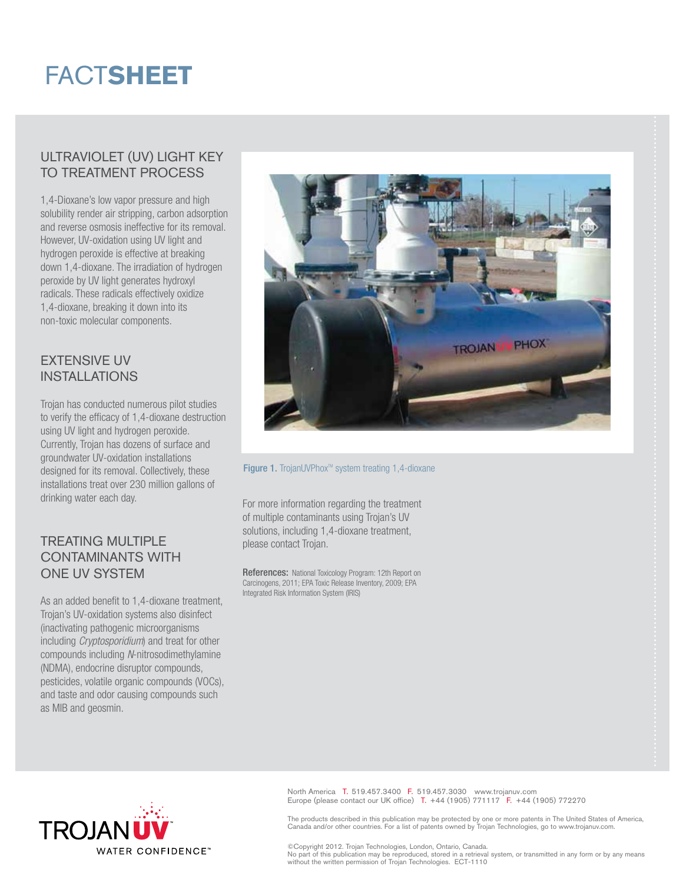# FACTSHEET

## ULTRAVIOLET (UV) LIGHT KEY TO TREATMENT PROCESS

1,4-Dioxane's low vapor pressure and high solubility render air stripping, carbon adsorption and reverse osmosis ineffective for its removal. However, UV-oxidation using UV light and hydrogen peroxide is effective at breaking down 1,4-dioxane. The irradiation of hydrogen peroxide by UV light generates hydroxyl radicals. These radicals effectively oxidize 1,4-dioxane, breaking it down into its non-toxic molecular components.

## EXTENSIVE UV INSTALLATIONS

Trojan has conducted numerous pilot studies to verify the efficacy of 1,4-dioxane destruction using UV light and hydrogen peroxide. Currently, Trojan has dozens of surface and groundwater UV-oxidation installations designed for its removal. Collectively, these installations treat over 230 million gallons of drinking water each day.

## TREATING MULTIPLE CONTAMINANTS WITH ONE UV SYSTEM

As an added benefit to 1,4-dioxane treatment, Trojan's UV-oxidation systems also disinfect (inactivating pathogenic microorganisms including *Cryptosporidium*) and treat for other compounds including *N*-nitrosodimethylamine (NDMA), endocrine disruptor compounds, pesticides, volatile organic compounds (VOCs), and taste and odor causing compounds such as MIB and geosmin.

**Figure 1.** TrojanUVPhox™ system treating 1,4-dioxane

For more information regarding the treatment of multiple contaminants using Trojan's UV solutions, including 1,4-dioxane treatment, please contact Trojan.

**References:** National Toxicology Program: 12th Report on Carcinogens, 2011; EPA Toxic Release Inventory, 2009; EPA Integrated Risk Information System (IRIS)

TROJAN UV
WATER CONFIDENCE™

North America T. 519.457.3400 F. 519.457.3030 www.trojanuv.com
Europe (please contact our UK office) T. +44 (1905) 771117 F. +44 (1905) 772270

The products described in this publication may be protected by one or more patents in The United States of America, Canada and/or other countries. For a list of patents owned by Trojan Technologies, go to www.trojanuv.com.

©Copyright 2012. Trojan Technologies, London, Ontario, Canada.
No part of this publication may be reproduced, stored in a retrieval system, or transmitted in any form or by any means without the written permission of Trojan Technologies. ECT-1110